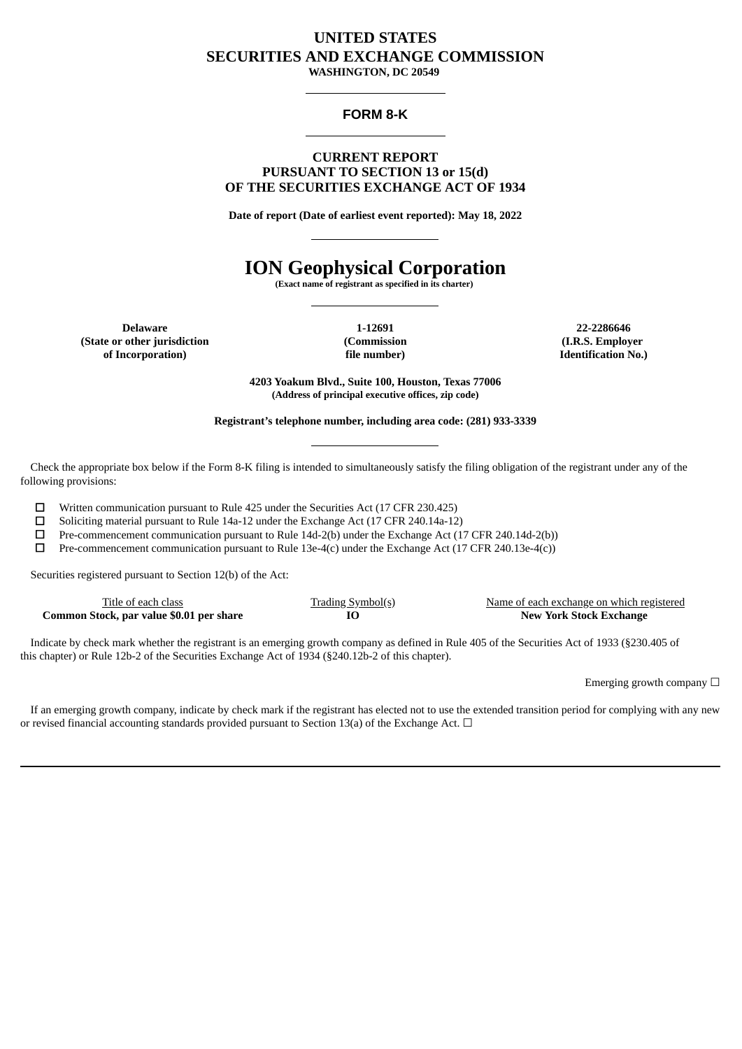# UNITED STATES
# SECURITIES AND EXCHANGE COMMISSION
**WASHINGTON, DC 20549**

---

## FORM 8-K

---

**CURRENT REPORT**
**PURSUANT TO SECTION 13 or 15(d)**
**OF THE SECURITIES EXCHANGE ACT OF 1934**

**Date of report (Date of earliest event reported): May 18, 2022**

---

# ION Geophysical Corporation

**(Exact name of registrant as specified in its charter)**

---

| **Delaware** | **1-12691** | **22-2286646** |
|---|---|---|
| **(State or other jurisdiction of Incorporation)** | **(Commission file number)** | **(I.R.S. Employer Identification No.)** |

**4203 Yoakum Blvd., Suite 100, Houston, Texas 77006**
**(Address of principal executive offices, zip code)**

**Registrant's telephone number, including area code: (281) 933-3339**

---

Check the appropriate box below if the Form 8-K filing is intended to simultaneously satisfy the filing obligation of the registrant under any of the following provisions:

- ☐ Written communication pursuant to Rule 425 under the Securities Act (17 CFR 230.425)
- ☐ Soliciting material pursuant to Rule 14a-12 under the Exchange Act (17 CFR 240.14a-12)
- ☐ Pre-commencement communication pursuant to Rule 14d-2(b) under the Exchange Act (17 CFR 240.14d-2(b))
- ☐ Pre-commencement communication pursuant to Rule 13e-4(c) under the Exchange Act (17 CFR 240.13e-4(c))

Securities registered pursuant to Section 12(b) of the Act:

| Title of each class | Trading Symbol(s) | Name of each exchange on which registered |
|---|---|---|
| **Common Stock, par value $0.01 per share** | **IO** | **New York Stock Exchange** |

Indicate by check mark whether the registrant is an emerging growth company as defined in Rule 405 of the Securities Act of 1933 (§230.405 of this chapter) or Rule 12b-2 of the Securities Exchange Act of 1934 (§240.12b-2 of this chapter).

Emerging growth company ☐

If an emerging growth company, indicate by check mark if the registrant has elected not to use the extended transition period for complying with any new or revised financial accounting standards provided pursuant to Section 13(a) of the Exchange Act. ☐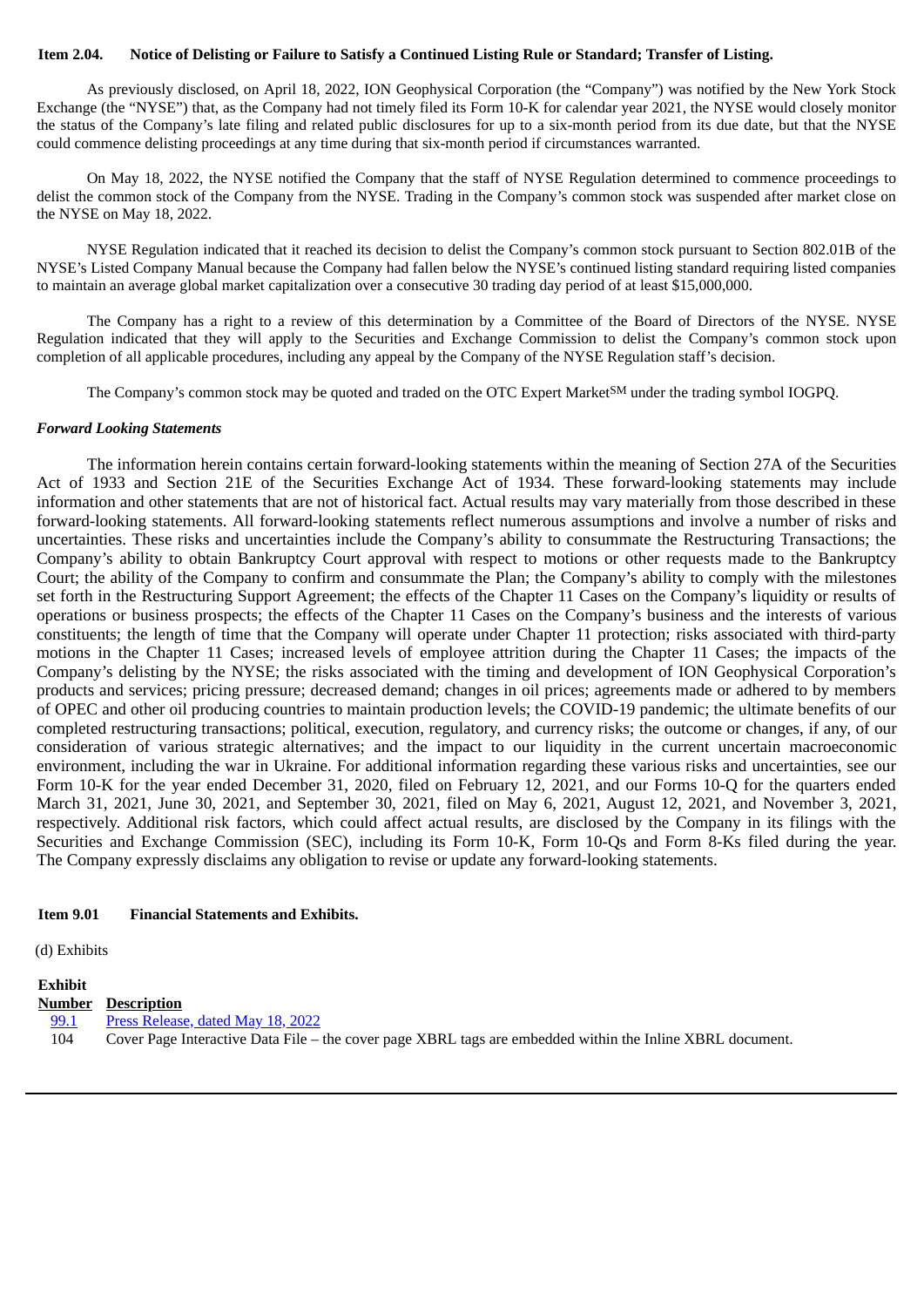**Item 2.04. Notice of Delisting or Failure to Satisfy a Continued Listing Rule or Standard; Transfer of Listing.**

As previously disclosed, on April 18, 2022, ION Geophysical Corporation (the "Company") was notified by the New York Stock Exchange (the "NYSE") that, as the Company had not timely filed its Form 10-K for calendar year 2021, the NYSE would closely monitor the status of the Company's late filing and related public disclosures for up to a six-month period from its due date, but that the NYSE could commence delisting proceedings at any time during that six-month period if circumstances warranted.

On May 18, 2022, the NYSE notified the Company that the staff of NYSE Regulation determined to commence proceedings to delist the common stock of the Company from the NYSE. Trading in the Company's common stock was suspended after market close on the NYSE on May 18, 2022.

NYSE Regulation indicated that it reached its decision to delist the Company's common stock pursuant to Section 802.01B of the NYSE's Listed Company Manual because the Company had fallen below the NYSE's continued listing standard requiring listed companies to maintain an average global market capitalization over a consecutive 30 trading day period of at least $15,000,000.

The Company has a right to a review of this determination by a Committee of the Board of Directors of the NYSE. NYSE Regulation indicated that they will apply to the Securities and Exchange Commission to delist the Company's common stock upon completion of all applicable procedures, including any appeal by the Company of the NYSE Regulation staff's decision.

The Company's common stock may be quoted and traded on the OTC Expert Market[SM] under the trading symbol IOGPQ.

***Forward Looking Statements***

The information herein contains certain forward-looking statements within the meaning of Section 27A of the Securities Act of 1933 and Section 21E of the Securities Exchange Act of 1934. These forward-looking statements may include information and other statements that are not of historical fact. Actual results may vary materially from those described in these forward-looking statements. All forward-looking statements reflect numerous assumptions and involve a number of risks and uncertainties. These risks and uncertainties include the Company's ability to consummate the Restructuring Transactions; the Company's ability to obtain Bankruptcy Court approval with respect to motions or other requests made to the Bankruptcy Court; the ability of the Company to confirm and consummate the Plan; the Company's ability to comply with the milestones set forth in the Restructuring Support Agreement; the effects of the Chapter 11 Cases on the Company's liquidity or results of operations or business prospects; the effects of the Chapter 11 Cases on the Company's business and the interests of various constituents; the length of time that the Company will operate under Chapter 11 protection; risks associated with third-party motions in the Chapter 11 Cases; increased levels of employee attrition during the Chapter 11 Cases; the impacts of the Company's delisting by the NYSE; the risks associated with the timing and development of ION Geophysical Corporation's products and services; pricing pressure; decreased demand; changes in oil prices; agreements made or adhered to by members of OPEC and other oil producing countries to maintain production levels; the COVID-19 pandemic; the ultimate benefits of our completed restructuring transactions; political, execution, regulatory, and currency risks; the outcome or changes, if any, of our consideration of various strategic alternatives; and the impact to our liquidity in the current uncertain macroeconomic environment, including the war in Ukraine. For additional information regarding these various risks and uncertainties, see our Form 10-K for the year ended December 31, 2020, filed on February 12, 2021, and our Forms 10-Q for the quarters ended March 31, 2021, June 30, 2021, and September 30, 2021, filed on May 6, 2021, August 12, 2021, and November 3, 2021, respectively. Additional risk factors, which could affect actual results, are disclosed by the Company in its filings with the Securities and Exchange Commission (SEC), including its Form 10-K, Form 10-Qs and Form 8-Ks filed during the year. The Company expressly disclaims any obligation to revise or update any forward-looking statements.

**Item 9.01 Financial Statements and Exhibits.**

(d) Exhibits

| Exhibit Number | Description |
|---|---|
| 99.1 | Press Release, dated May 18, 2022 |
| 104 | Cover Page Interactive Data File – the cover page XBRL tags are embedded within the Inline XBRL document. |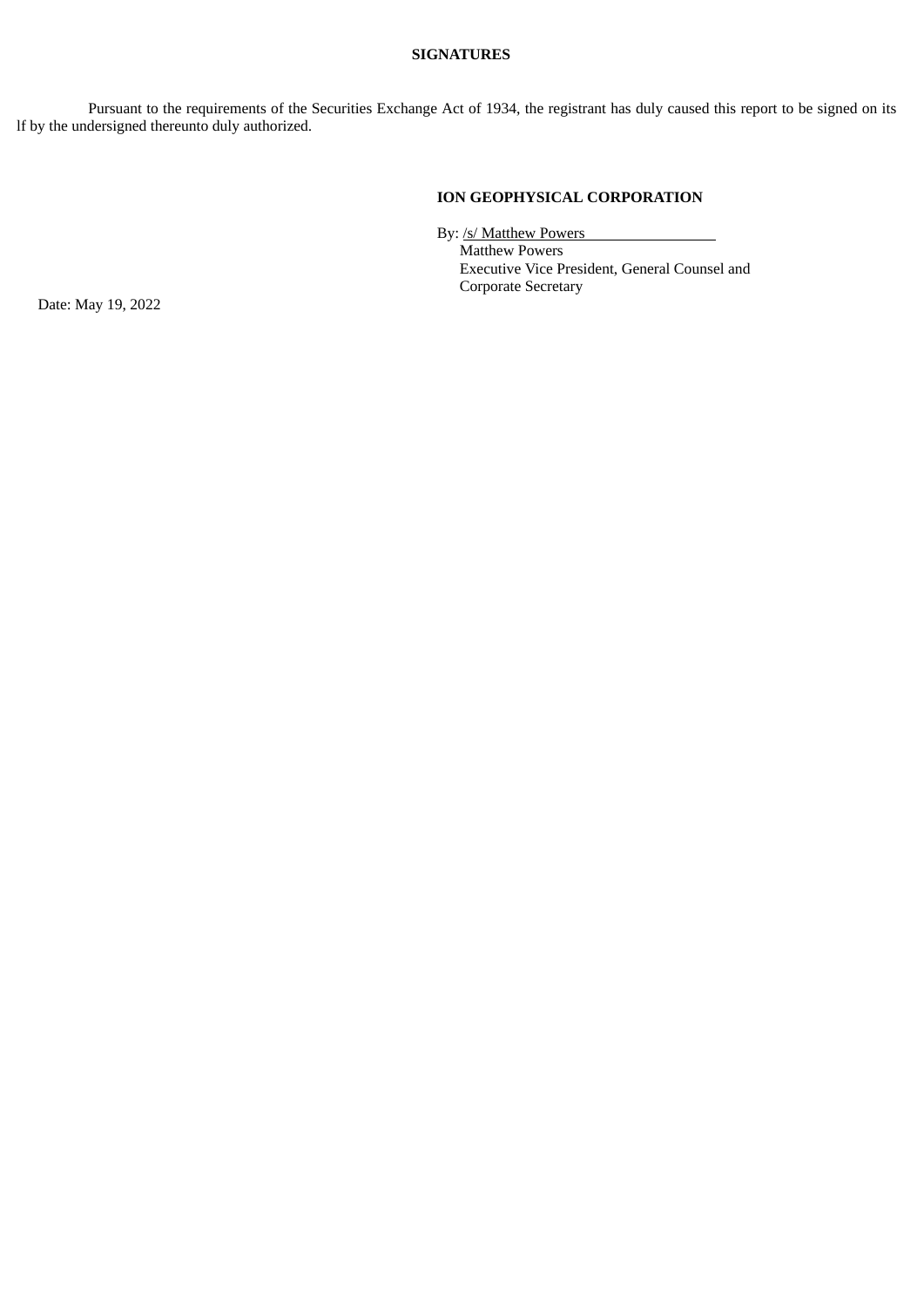**SIGNATURES**

Pursuant to the requirements of the Securities Exchange Act of 1934, the registrant has duly caused this report to be signed on its lf by the undersigned thereunto duly authorized.

**ION GEOPHYSICAL CORPORATION**

By: /s/ Matthew Powers
Matthew Powers
Executive Vice President, General Counsel and Corporate Secretary

Date: May 19, 2022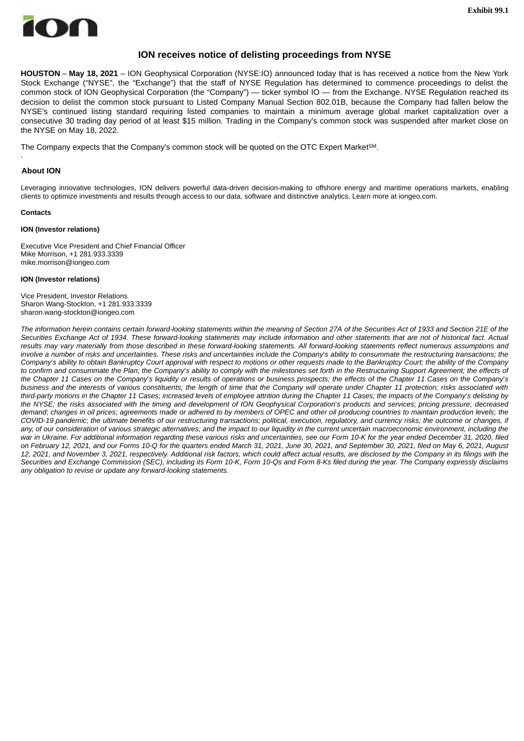Exhibit 99.1

# ION receives notice of delisting proceedings from NYSE

**HOUSTON** – **May 18, 2021** – ION Geophysical Corporation (NYSE:IO) announced today that is has received a notice from the New York Stock Exchange ("NYSE", the "Exchange") that the staff of NYSE Regulation has determined to commence proceedings to delist the common stock of ION Geophysical Corporation (the "Company") — ticker symbol IO — from the Exchange. NYSE Regulation reached its decision to delist the common stock pursuant to Listed Company Manual Section 802.01B, because the Company had fallen below the NYSE's continued listing standard requiring listed companies to maintain a minimum average global market capitalization over a consecutive 30 trading day period of at least $15 million. Trading in the Company's common stock was suspended after market close on the NYSE on May 18, 2022.

The Company expects that the Company's common stock will be quoted on the OTC Expert Market℠.

.

## About ION

Leveraging innovative technologies, ION delivers powerful data-driven decision-making to offshore energy and maritime operations markets, enabling clients to optimize investments and results through access to our data, software and distinctive analytics. Learn more at iongeo.com.

**Contacts**

**ION (Investor relations)**

Executive Vice President and Chief Financial Officer
Mike Morrison, +1 281.933.3339
mike.morrison@iongeo.com

**ION (Investor relations)**

Vice President, Investor Relations
Sharon Wang-Stockton, +1 281.933.3339
sharon.wang-stockton@iongeo.com

*The information herein contains certain forward-looking statements within the meaning of Section 27A of the Securities Act of 1933 and Section 21E of the Securities Exchange Act of 1934. These forward-looking statements may include information and other statements that are not of historical fact. Actual results may vary materially from those described in these forward-looking statements. All forward-looking statements reflect numerous assumptions and involve a number of risks and uncertainties. These risks and uncertainties include the Company's ability to consummate the restructuring transactions; the Company's ability to obtain Bankruptcy Court approval with respect to motions or other requests made to the Bankruptcy Court; the ability of the Company to confirm and consummate the Plan; the Company's ability to comply with the milestones set forth in the Restructuring Support Agreement; the effects of the Chapter 11 Cases on the Company's liquidity or results of operations or business prospects; the effects of the Chapter 11 Cases on the Company's business and the interests of various constituents; the length of time that the Company will operate under Chapter 11 protection; risks associated with third-party motions in the Chapter 11 Cases; increased levels of employee attrition during the Chapter 11 Cases; the impacts of the Company's delisting by the NYSE; the risks associated with the timing and development of ION Geophysical Corporation's products and services; pricing pressure; decreased demand; changes in oil prices; agreements made or adhered to by members of OPEC and other oil producing countries to maintain production levels; the COVID-19 pandemic; the ultimate benefits of our restructuring transactions; political, execution, regulatory, and currency risks; the outcome or changes, if any, of our consideration of various strategic alternatives; and the impact to our liquidity in the current uncertain macroeconomic environment, including the war in Ukraine. For additional information regarding these various risks and uncertainties, see our Form 10-K for the year ended December 31, 2020, filed on February 12, 2021, and our Forms 10-Q for the quarters ended March 31, 2021, June 30, 2021, and September 30, 2021, filed on May 6, 2021, August 12, 2021, and November 3, 2021, respectively. Additional risk factors, which could affect actual results, are disclosed by the Company in its filings with the Securities and Exchange Commission (SEC), including its Form 10-K, Form 10-Qs and Form 8-Ks filed during the year. The Company expressly disclaims any obligation to revise or update any forward-looking statements.*